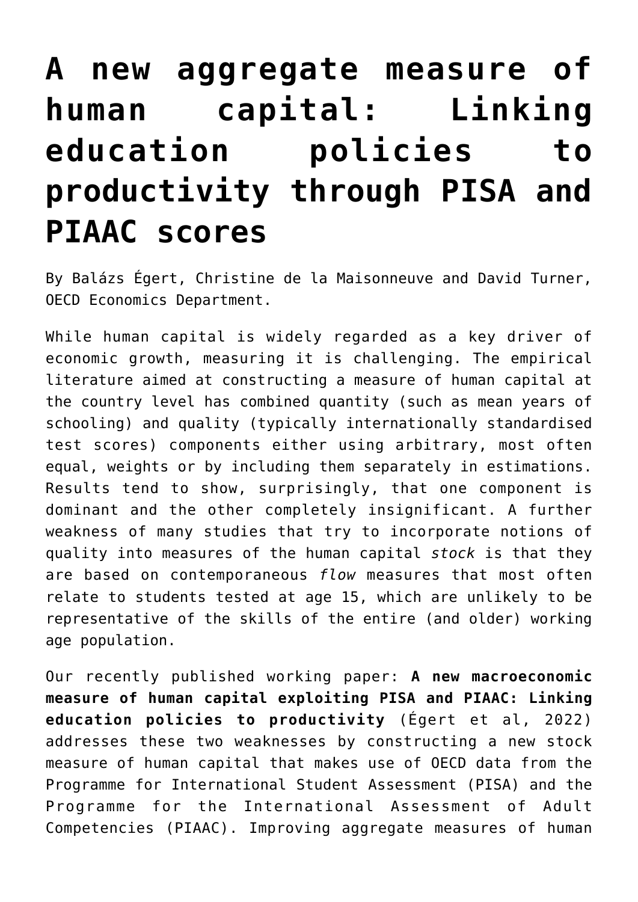# A new aggregate measure of human capital: Linking education policies to productivity through PISA and PIAAC scores

By Balázs Égert, Christine de la Maisonneuve and David Turner, OECD Economics Department.

While human capital is widely regarded as a key driver of economic growth, measuring it is challenging. The empirical literature aimed at constructing a measure of human capital at the country level has combined quantity (such as mean years of schooling) and quality (typically internationally standardised test scores) components either using arbitrary, most often equal, weights or by including them separately in estimations. Results tend to show, surprisingly, that one component is dominant and the other completely insignificant. A further weakness of many studies that try to incorporate notions of quality into measures of the human capital *stock* is that they are based on contemporaneous *flow* measures that most often relate to students tested at age 15, which are unlikely to be representative of the skills of the entire (and older) working age population.

Our recently published working paper: **A new macroeconomic measure of human capital exploiting PISA and PIAAC: Linking education policies to productivity** (Égert et al, 2022) addresses these two weaknesses by constructing a new stock measure of human capital that makes use of OECD data from the Programme for International Student Assessment (PISA) and the Programme for the International Assessment of Adult Competencies (PIAAC). Improving aggregate measures of human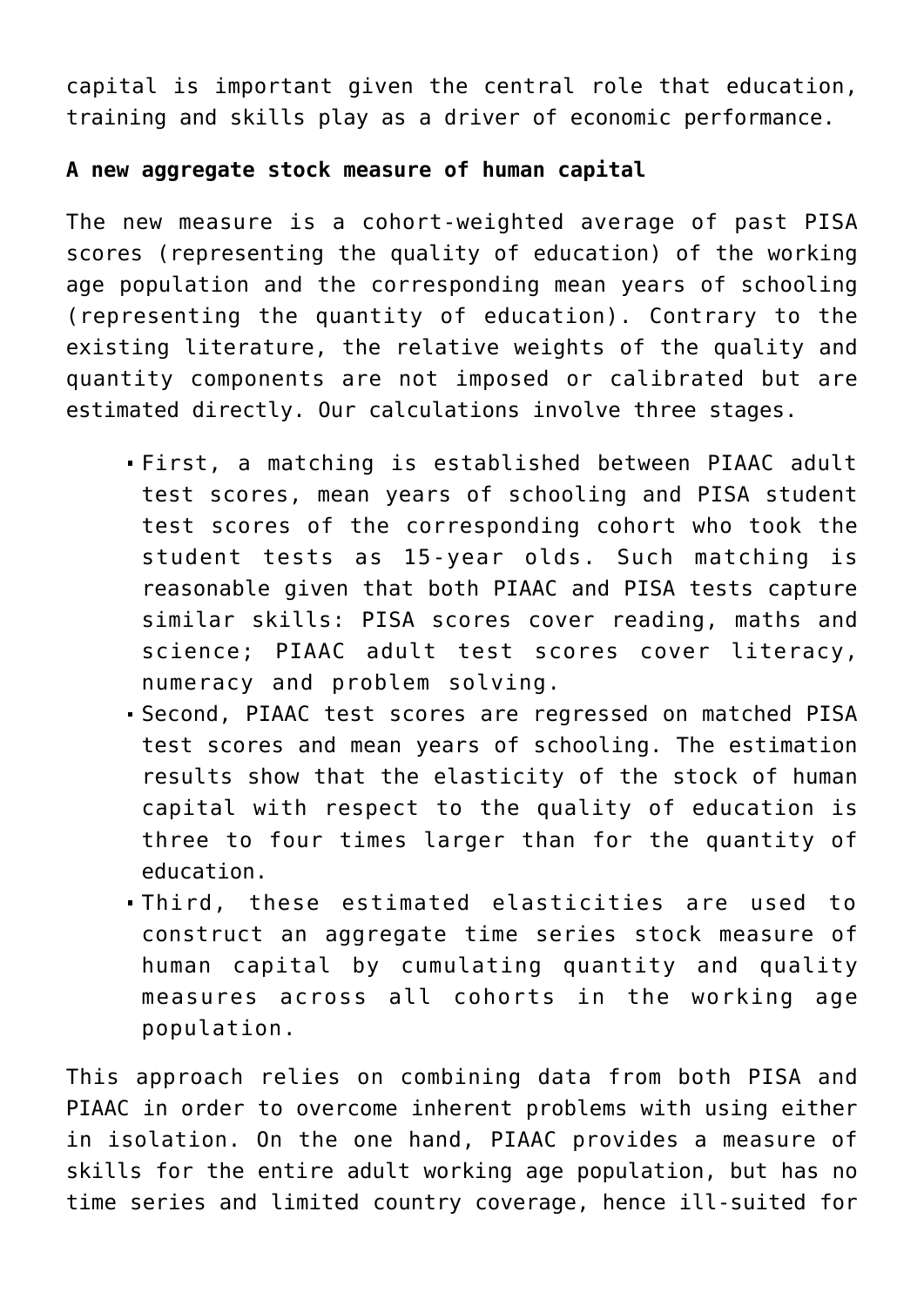capital is important given the central role that education, training and skills play as a driver of economic performance.

**A new aggregate stock measure of human capital**

The new measure is a cohort-weighted average of past PISA scores (representing the quality of education) of the working age population and the corresponding mean years of schooling (representing the quantity of education). Contrary to the existing literature, the relative weights of the quality and quantity components are not imposed or calibrated but are estimated directly. Our calculations involve three stages.

- First, a matching is established between PIAAC adult test scores, mean years of schooling and PISA student test scores of the corresponding cohort who took the student tests as 15-year olds. Such matching is reasonable given that both PIAAC and PISA tests capture similar skills: PISA scores cover reading, maths and science; PIAAC adult test scores cover literacy, numeracy and problem solving.
- Second, PIAAC test scores are regressed on matched PISA test scores and mean years of schooling. The estimation results show that the elasticity of the stock of human capital with respect to the quality of education is three to four times larger than for the quantity of education.
- Third, these estimated elasticities are used to construct an aggregate time series stock measure of human capital by cumulating quantity and quality measures across all cohorts in the working age population.

This approach relies on combining data from both PISA and PIAAC in order to overcome inherent problems with using either in isolation. On the one hand, PIAAC provides a measure of skills for the entire adult working age population, but has no time series and limited country coverage, hence ill-suited for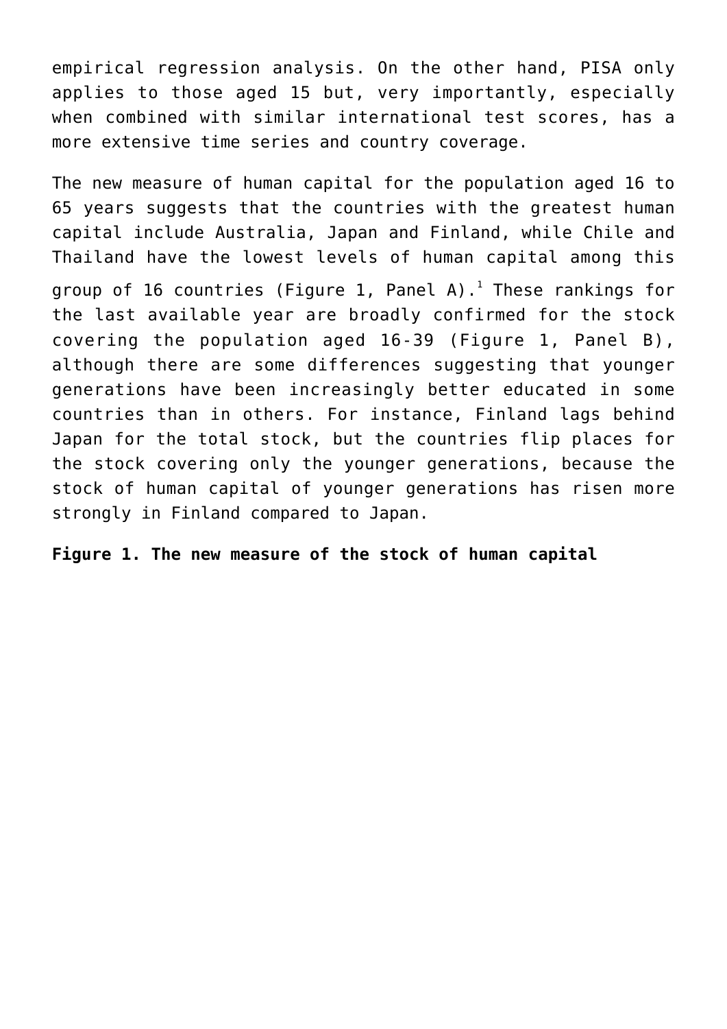empirical regression analysis. On the other hand, PISA only applies to those aged 15 but, very importantly, especially when combined with similar international test scores, has a more extensive time series and country coverage.

The new measure of human capital for the population aged 16 to 65 years suggests that the countries with the greatest human capital include Australia, Japan and Finland, while Chile and Thailand have the lowest levels of human capital among this group of 16 countries (Figure 1, Panel A).[1] These rankings for the last available year are broadly confirmed for the stock covering the population aged 16-39 (Figure 1, Panel B), although there are some differences suggesting that younger generations have been increasingly better educated in some countries than in others. For instance, Finland lags behind Japan for the total stock, but the countries flip places for the stock covering only the younger generations, because the stock of human capital of younger generations has risen more strongly in Finland compared to Japan.

**Figure 1. The new measure of the stock of human capital**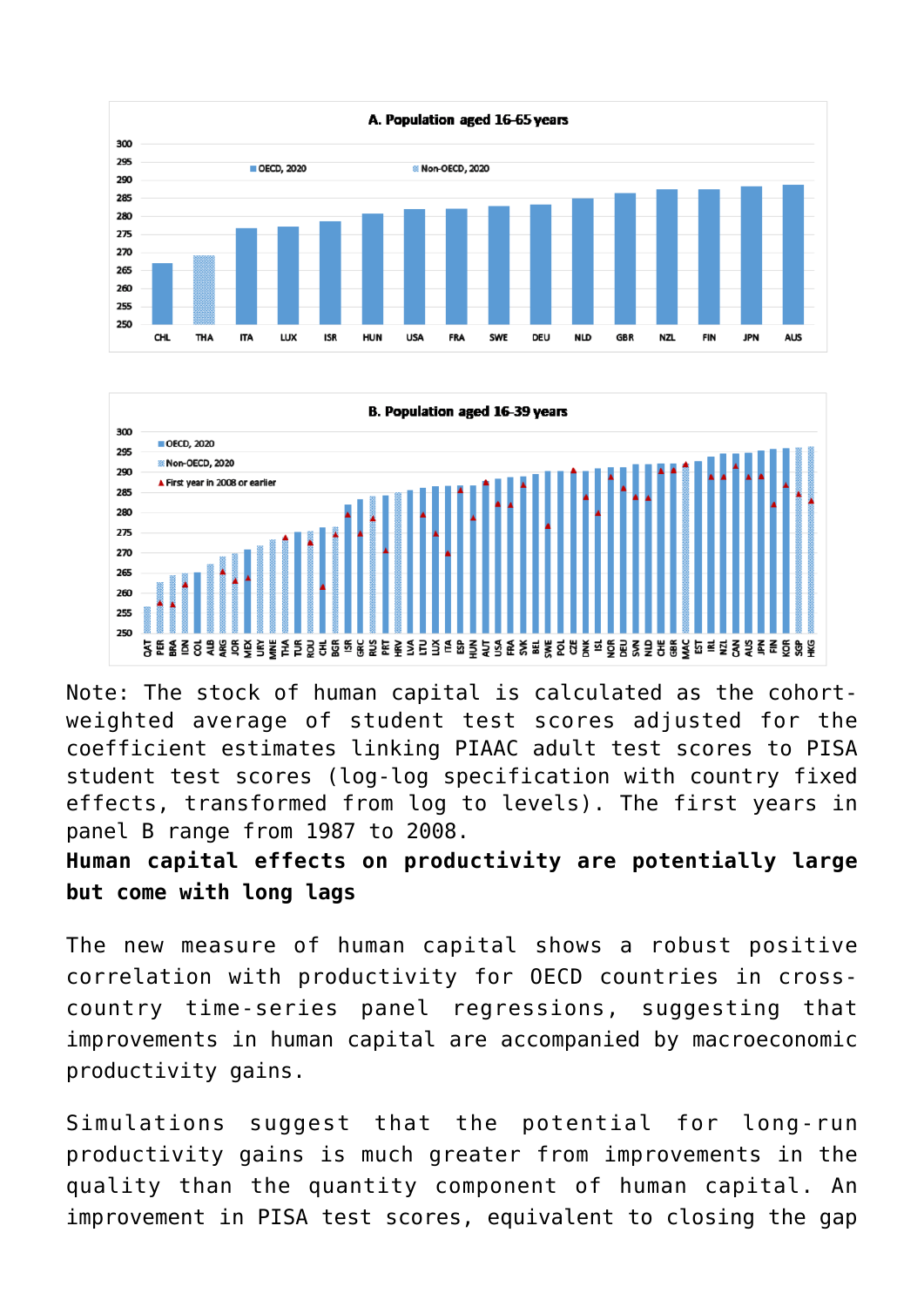A. Population aged 16-65 years

B. Population aged 16-39 years

Note: The stock of human capital is calculated as the cohort-weighted average of student test scores adjusted for the coefficient estimates linking PIAAC adult test scores to PISA student test scores (log-log specification with country fixed effects, transformed from log to levels). The first years in panel B range from 1987 to 2008.

**Human capital effects on productivity are potentially large but come with long lags**

The new measure of human capital shows a robust positive correlation with productivity for OECD countries in cross-country time-series panel regressions, suggesting that improvements in human capital are accompanied by macroeconomic productivity gains.

Simulations suggest that the potential for long-run productivity gains is much greater from improvements in the quality than the quantity component of human capital. An improvement in PISA test scores, equivalent to closing the gap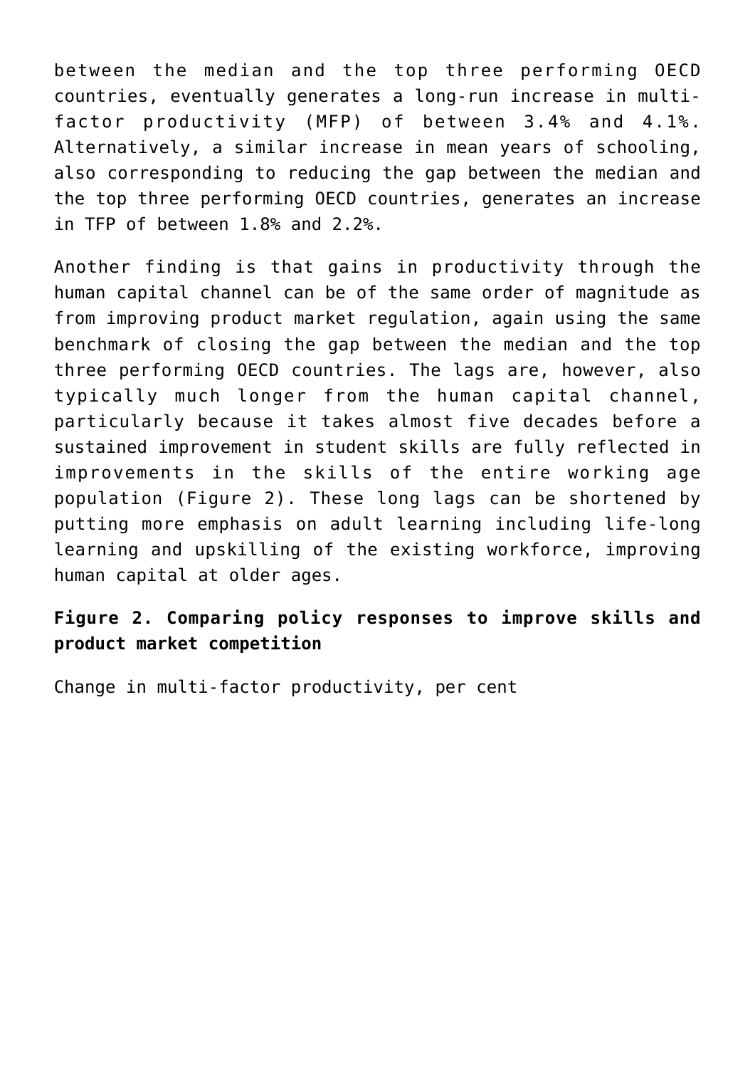between the median and the top three performing OECD countries, eventually generates a long-run increase in multi-factor productivity (MFP) of between 3.4% and 4.1%. Alternatively, a similar increase in mean years of schooling, also corresponding to reducing the gap between the median and the top three performing OECD countries, generates an increase in TFP of between 1.8% and 2.2%.

Another finding is that gains in productivity through the human capital channel can be of the same order of magnitude as from improving product market regulation, again using the same benchmark of closing the gap between the median and the top three performing OECD countries. The lags are, however, also typically much longer from the human capital channel, particularly because it takes almost five decades before a sustained improvement in student skills are fully reflected in improvements in the skills of the entire working age population (Figure 2). These long lags can be shortened by putting more emphasis on adult learning including life-long learning and upskilling of the existing workforce, improving human capital at older ages.

**Figure 2. Comparing policy responses to improve skills and product market competition**

Change in multi-factor productivity, per cent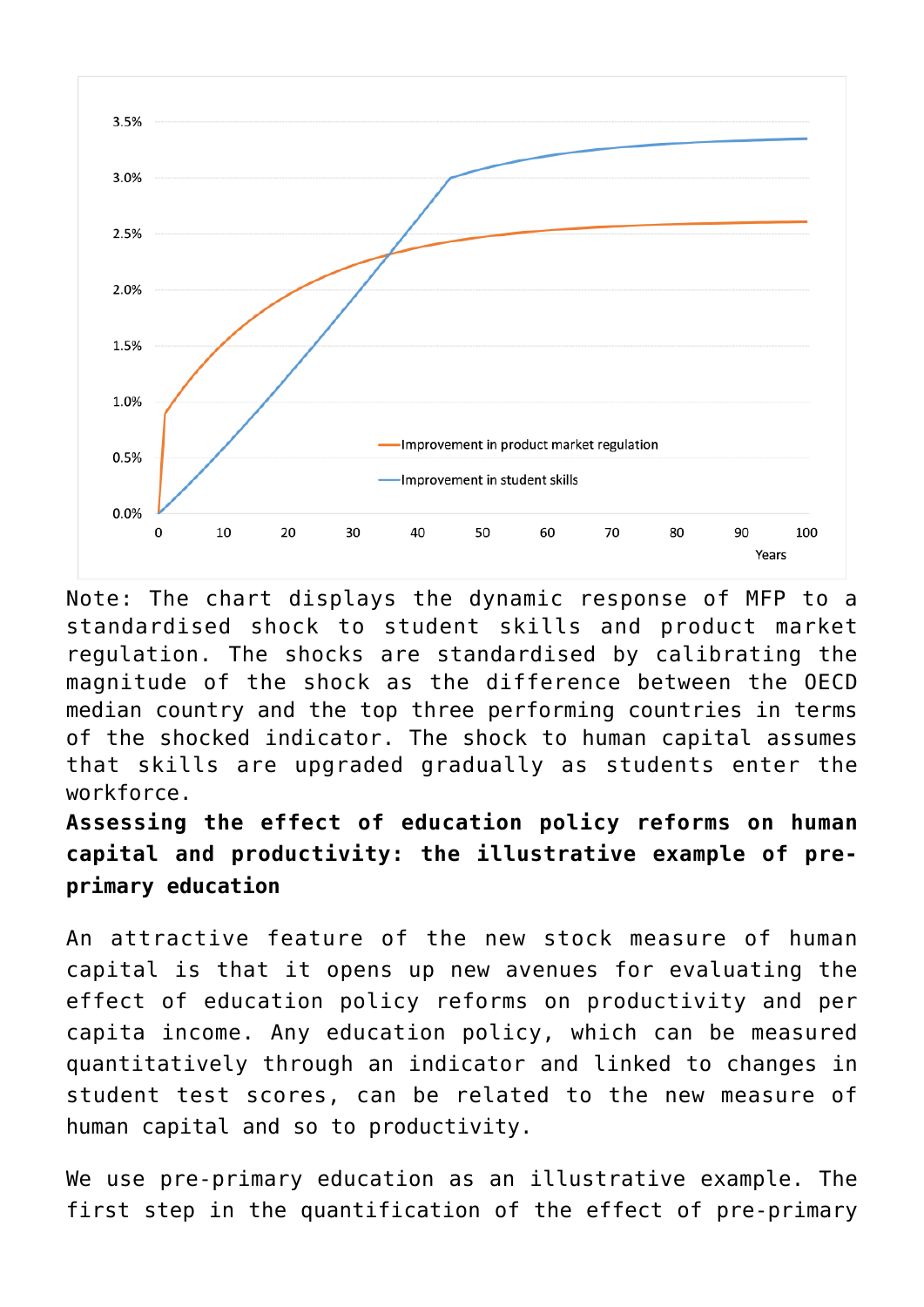Note: The chart displays the dynamic response of MFP to a standardised shock to student skills and product market regulation. The shocks are standardised by calibrating the magnitude of the shock as the difference between the OECD median country and the top three performing countries in terms of the shocked indicator. The shock to human capital assumes that skills are upgraded gradually as students enter the workforce.

### Assessing the effect of education policy reforms on human capital and productivity: the illustrative example of pre-primary education

An attractive feature of the new stock measure of human capital is that it opens up new avenues for evaluating the effect of education policy reforms on productivity and per capita income. Any education policy, which can be measured quantitatively through an indicator and linked to changes in student test scores, can be related to the new measure of human capital and so to productivity.

We use pre-primary education as an illustrative example. The first step in the quantification of the effect of pre-primary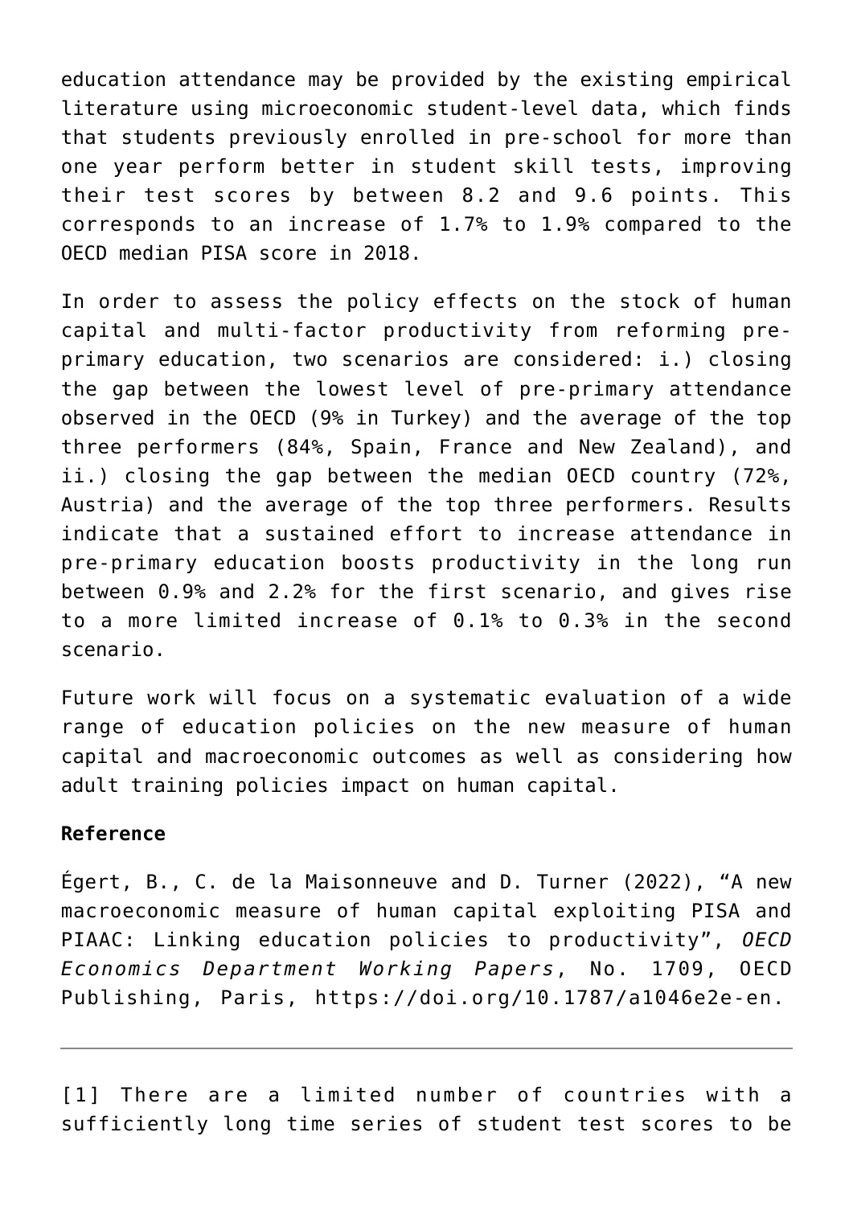education attendance may be provided by the existing empirical literature using microeconomic student-level data, which finds that students previously enrolled in pre-school for more than one year perform better in student skill tests, improving their test scores by between 8.2 and 9.6 points. This corresponds to an increase of 1.7% to 1.9% compared to the OECD median PISA score in 2018.

In order to assess the policy effects on the stock of human capital and multi-factor productivity from reforming pre-primary education, two scenarios are considered: i.) closing the gap between the lowest level of pre-primary attendance observed in the OECD (9% in Turkey) and the average of the top three performers (84%, Spain, France and New Zealand), and ii.) closing the gap between the median OECD country (72%, Austria) and the average of the top three performers. Results indicate that a sustained effort to increase attendance in pre-primary education boosts productivity in the long run between 0.9% and 2.2% for the first scenario, and gives rise to a more limited increase of 0.1% to 0.3% in the second scenario.

Future work will focus on a systematic evaluation of a wide range of education policies on the new measure of human capital and macroeconomic outcomes as well as considering how adult training policies impact on human capital.

**Reference**

Égert, B., C. de la Maisonneuve and D. Turner (2022), "A new macroeconomic measure of human capital exploiting PISA and PIAAC: Linking education policies to productivity", *OECD Economics Department Working Papers*, No. 1709, OECD Publishing, Paris, https://doi.org/10.1787/a1046e2e-en.

---

[1] There are a limited number of countries with a sufficiently long time series of student test scores to be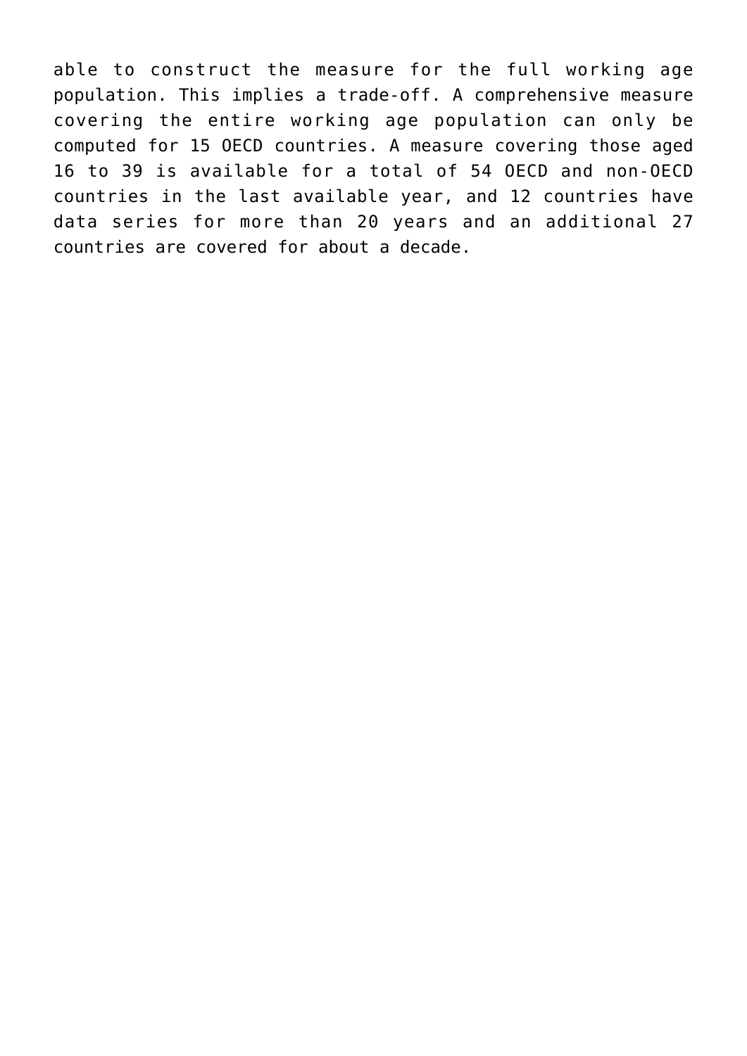able to construct the measure for the full working age population. This implies a trade-off. A comprehensive measure covering the entire working age population can only be computed for 15 OECD countries. A measure covering those aged 16 to 39 is available for a total of 54 OECD and non-OECD countries in the last available year, and 12 countries have data series for more than 20 years and an additional 27 countries are covered for about a decade.